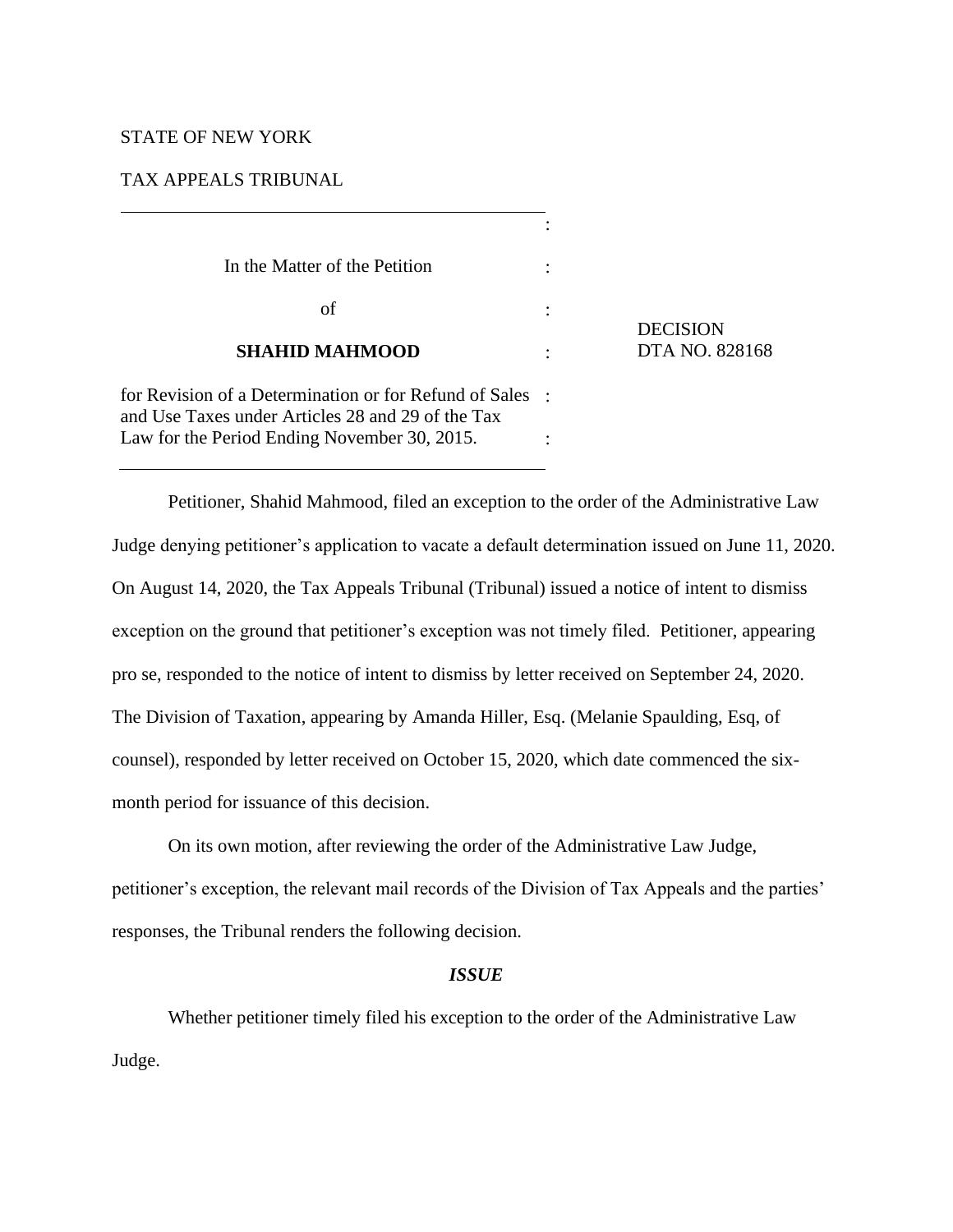STATE OF NEW YORK

TAX APPEALS TRIBUNAL

In the Matter of the Petition

of

**SHAHID MAHMOOD**

for Revision of a Determination or for Refund of Sales and Use Taxes under Articles 28 and 29 of the Tax Law for the Period Ending November 30, 2015.

DECISION
DTA NO. 828168

Petitioner, Shahid Mahmood, filed an exception to the order of the Administrative Law Judge denying petitioner's application to vacate a default determination issued on June 11, 2020. On August 14, 2020, the Tax Appeals Tribunal (Tribunal) issued a notice of intent to dismiss exception on the ground that petitioner's exception was not timely filed. Petitioner, appearing pro se, responded to the notice of intent to dismiss by letter received on September 24, 2020. The Division of Taxation, appearing by Amanda Hiller, Esq. (Melanie Spaulding, Esq, of counsel), responded by letter received on October 15, 2020, which date commenced the six-month period for issuance of this decision.

On its own motion, after reviewing the order of the Administrative Law Judge, petitioner's exception, the relevant mail records of the Division of Tax Appeals and the parties' responses, the Tribunal renders the following decision.

## *ISSUE*

Whether petitioner timely filed his exception to the order of the Administrative Law Judge.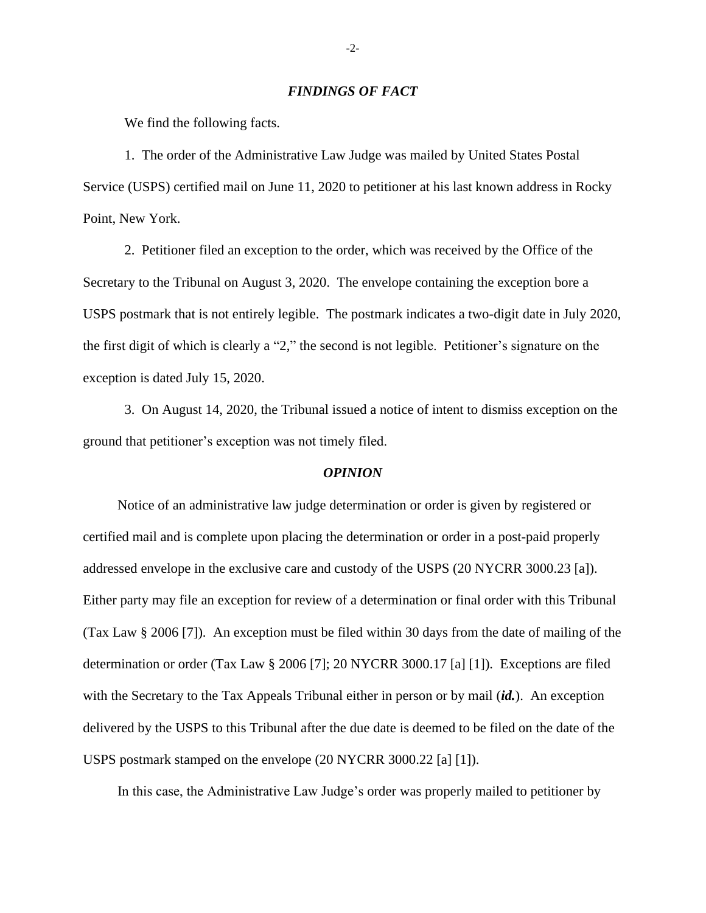## *FINDINGS OF FACT*

We find the following facts.

1. The order of the Administrative Law Judge was mailed by United States Postal Service (USPS) certified mail on June 11, 2020 to petitioner at his last known address in Rocky Point, New York.

2. Petitioner filed an exception to the order, which was received by the Office of the Secretary to the Tribunal on August 3, 2020. The envelope containing the exception bore a USPS postmark that is not entirely legible. The postmark indicates a two-digit date in July 2020, the first digit of which is clearly a "2," the second is not legible. Petitioner's signature on the exception is dated July 15, 2020.

3. On August 14, 2020, the Tribunal issued a notice of intent to dismiss exception on the ground that petitioner's exception was not timely filed.

## *OPINION*

Notice of an administrative law judge determination or order is given by registered or certified mail and is complete upon placing the determination or order in a post-paid properly addressed envelope in the exclusive care and custody of the USPS (20 NYCRR 3000.23 [a]). Either party may file an exception for review of a determination or final order with this Tribunal (Tax Law § 2006 [7]). An exception must be filed within 30 days from the date of mailing of the determination or order (Tax Law § 2006 [7]; 20 NYCRR 3000.17 [a] [1]). Exceptions are filed with the Secretary to the Tax Appeals Tribunal either in person or by mail (***id.***). An exception delivered by the USPS to this Tribunal after the due date is deemed to be filed on the date of the USPS postmark stamped on the envelope (20 NYCRR 3000.22 [a] [1]).

In this case, the Administrative Law Judge's order was properly mailed to petitioner by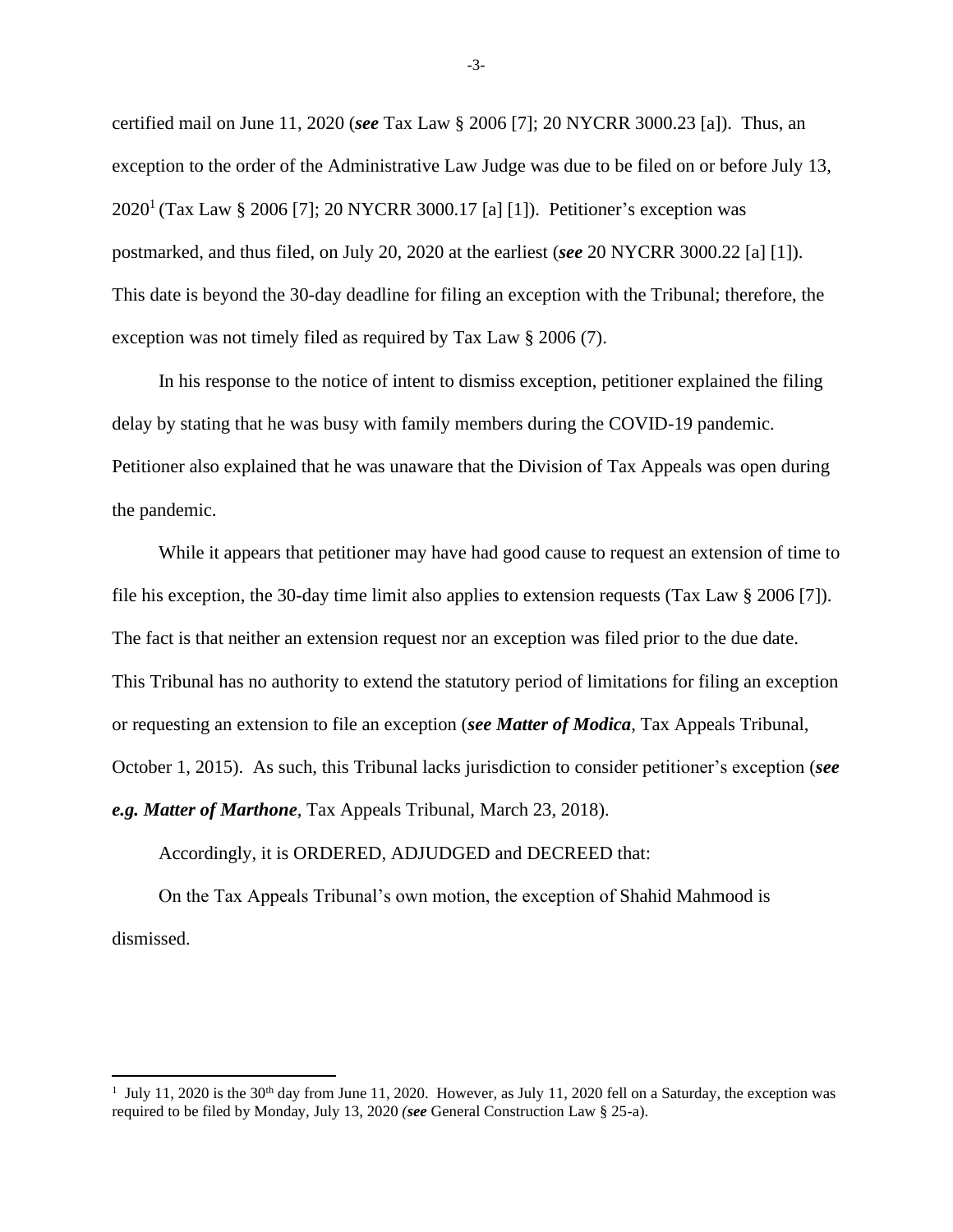certified mail on June 11, 2020 (***see*** Tax Law § 2006 [7]; 20 NYCRR 3000.23 [a]). Thus, an exception to the order of the Administrative Law Judge was due to be filed on or before July 13, 2020[1] (Tax Law § 2006 [7]; 20 NYCRR 3000.17 [a] [1]). Petitioner's exception was postmarked, and thus filed, on July 20, 2020 at the earliest (***see*** 20 NYCRR 3000.22 [a] [1]). This date is beyond the 30-day deadline for filing an exception with the Tribunal; therefore, the exception was not timely filed as required by Tax Law § 2006 (7).

In his response to the notice of intent to dismiss exception, petitioner explained the filing delay by stating that he was busy with family members during the COVID-19 pandemic. Petitioner also explained that he was unaware that the Division of Tax Appeals was open during the pandemic.

While it appears that petitioner may have had good cause to request an extension of time to file his exception, the 30-day time limit also applies to extension requests (Tax Law § 2006 [7]). The fact is that neither an extension request nor an exception was filed prior to the due date. This Tribunal has no authority to extend the statutory period of limitations for filing an exception or requesting an extension to file an exception (***see Matter of Modica***, Tax Appeals Tribunal, October 1, 2015). As such, this Tribunal lacks jurisdiction to consider petitioner's exception (***see e.g. Matter of Marthone***, Tax Appeals Tribunal, March 23, 2018).

Accordingly, it is ORDERED, ADJUDGED and DECREED that:

On the Tax Appeals Tribunal's own motion, the exception of Shahid Mahmood is dismissed.

---

[1] July 11, 2020 is the 30th day from June 11, 2020. However, as July 11, 2020 fell on a Saturday, the exception was required to be filed by Monday, July 13, 2020 (***see*** General Construction Law § 25-a).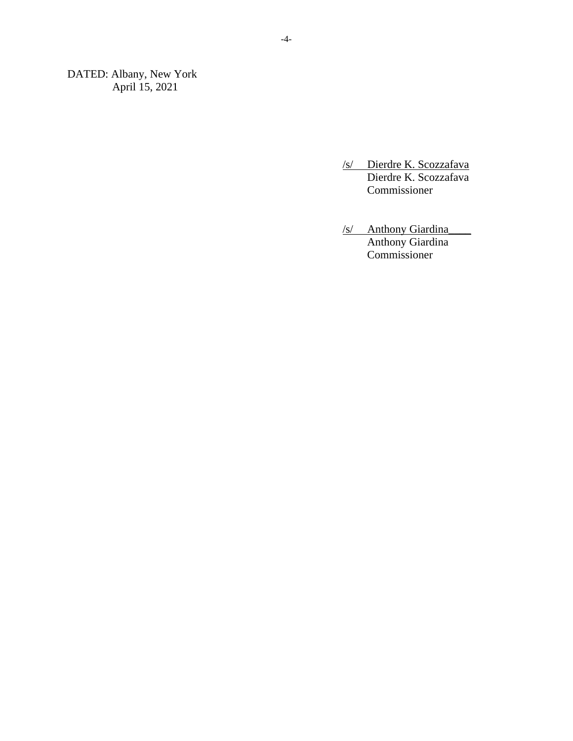DATED: Albany, New York
April 15, 2021

/s/ Dierdre K. Scozzafava
Dierdre K. Scozzafava
Commissioner

/s/ Anthony Giardina____
Anthony Giardina
Commissioner